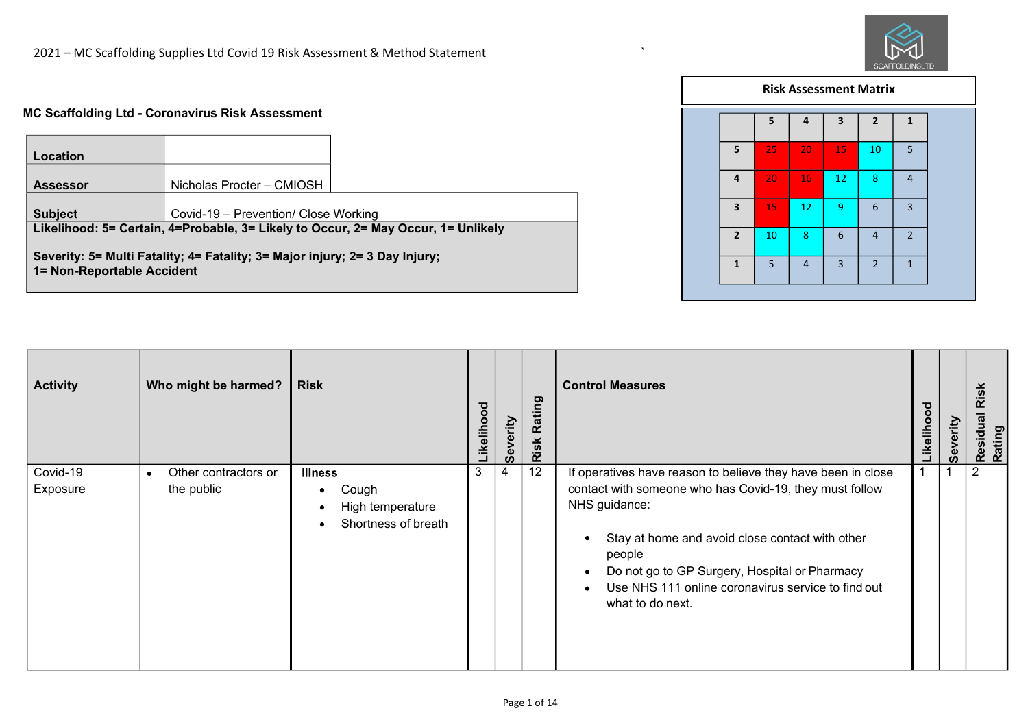2021 – MC Scaffolding Supplies Ltd Covid 19 Risk Assessment & Method Statement

## MC Scaffolding Ltd - Coronavirus Risk Assessment

| | |
|---|---|
| **Location** | |
| **Assessor** | Nicholas Procter – CMIOSH |
| **Subject** | Covid-19 – Prevention/ Close Working |

**Likelihood: 5= Certain, 4=Probable, 3= Likely to Occur, 2= May Occur, 1= Unlikely**

**Severity: 5= Multi Fatality; 4= Fatality; 3= Major injury; 2= 3 Day Injury; 1= Non-Reportable Accident**

**Risk Assessment Matrix**

| | 5 | 4 | 3 | 2 | 1 |
|---|---|---|---|---|---|
| **5** | 25 | 20 | 15 | 10 | 5 |
| **4** | 20 | 16 | 12 | 8 | 4 |
| **3** | 15 | 12 | 9 | 6 | 3 |
| **2** | 10 | 8 | 6 | 4 | 2 |
| **1** | 5 | 4 | 3 | 2 | 1 |

| Activity | Who might be harmed? | Risk | Likelihood | Severity | Risk Rating | Control Measures | Likelihood | Severity | Residual Risk Rating |
|---|---|---|---|---|---|---|---|---|---|
| Covid-19 Exposure | • Other contractors or the public | **Illness** • Cough • High temperature • Shortness of breath | 3 | 4 | 12 | If operatives have reason to believe they have been in close contact with someone who has Covid-19, they must follow NHS guidance: • Stay at home and avoid close contact with other people • Do not go to GP Surgery, Hospital or Pharmacy • Use NHS 111 online coronavirus service to find out what to do next. | 1 | 1 | 2 |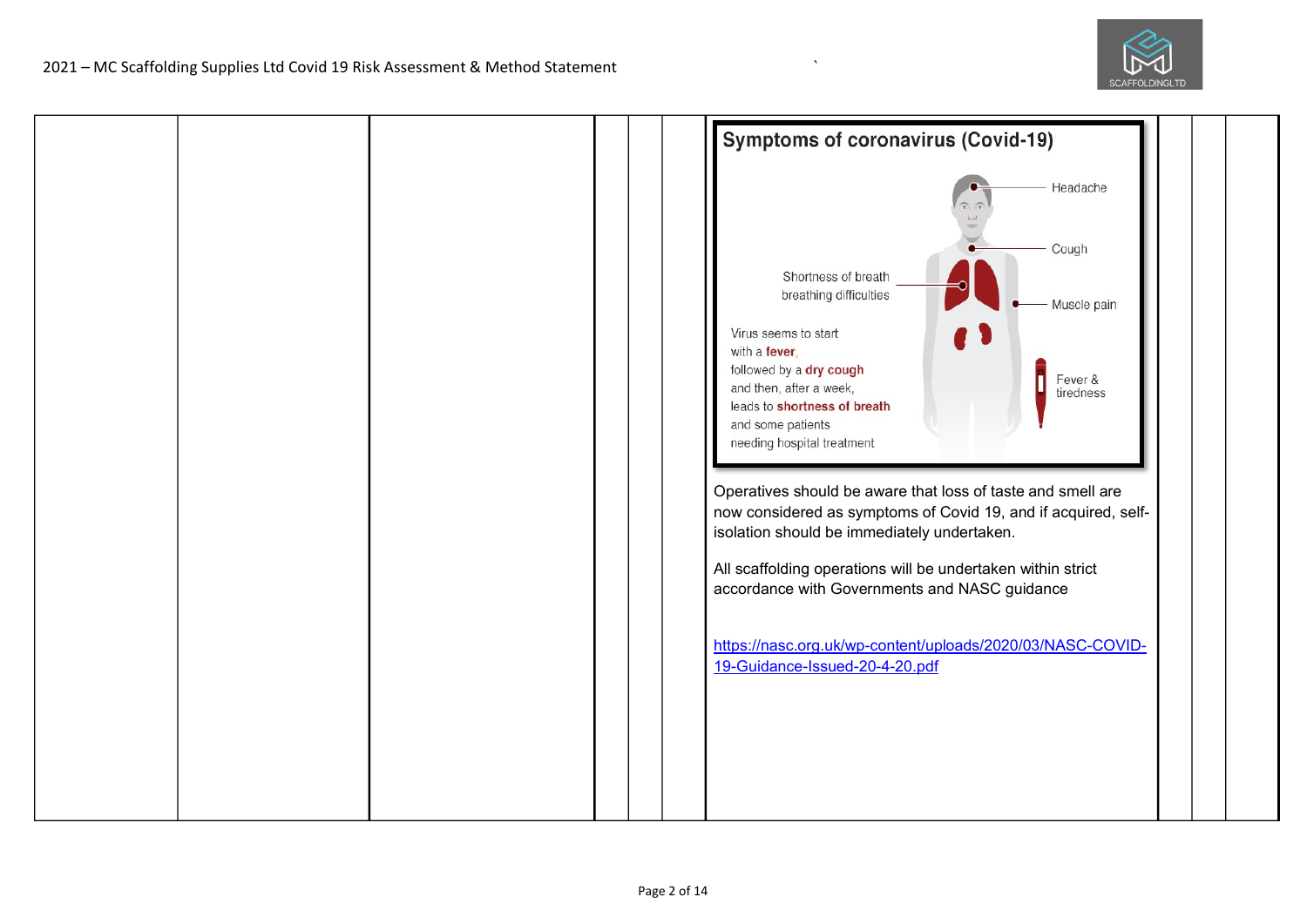| | | | | | | | | |
|---|---|---|---|---|---|---|---|---|
| | | | | | **Symptoms of coronavirus (Covid-19)**<br><br>Headache<br>Cough<br>Shortness of breath breathing difficulties<br>Muscle pain<br>Virus seems to start with a **fever**, followed by a **dry cough** and then, after a week, leads to **shortness of breath** and some patients needing hospital treatment<br>Fever & tiredness<br><br>Operatives should be aware that loss of taste and smell are now considered as symptoms of Covid 19, and if acquired, self-isolation should be immediately undertaken.<br><br>All scaffolding operations will be undertaken within strict accordance with Governments and NASC guidance<br><br>https://nasc.org.uk/wp-content/uploads/2020/03/NASC-COVID-19-Guidance-Issued-20-4-20.pdf | | | |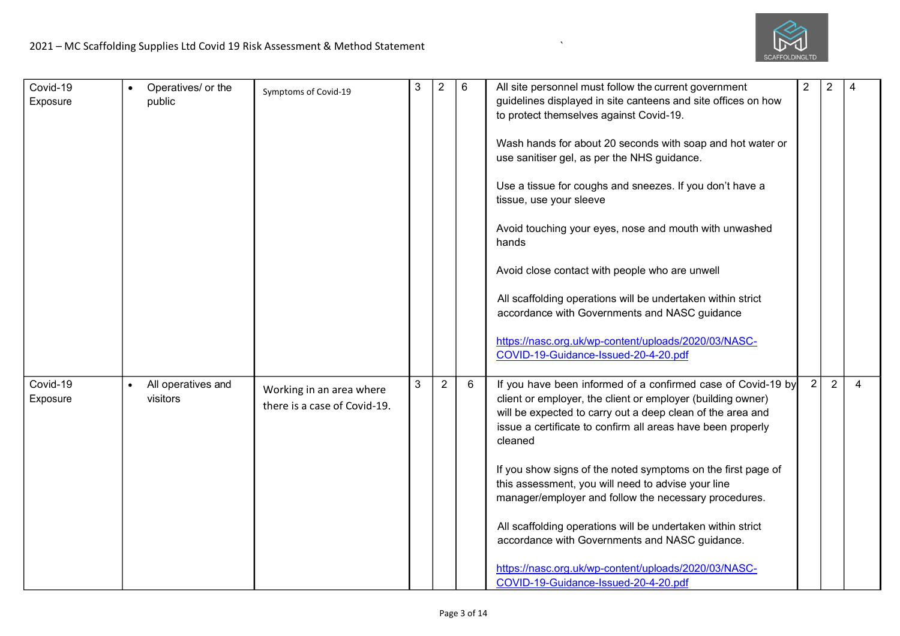| Covid-19 Exposure | • Operatives/ or the public | Symptoms of Covid-19 | 3 | 2 | 6 | All site personnel must follow the current government guidelines displayed in site canteens and site offices on how to protect themselves against Covid-19.<br><br>Wash hands for about 20 seconds with soap and hot water or use sanitiser gel, as per the NHS guidance.<br><br>Use a tissue for coughs and sneezes. If you don't have a tissue, use your sleeve<br><br>Avoid touching your eyes, nose and mouth with unwashed hands<br><br>Avoid close contact with people who are unwell<br><br>All scaffolding operations will be undertaken within strict accordance with Governments and NASC guidance<br><br>https://nasc.org.uk/wp-content/uploads/2020/03/NASC-COVID-19-Guidance-Issued-20-4-20.pdf | 2 | 2 | 4 |
|---|---|---|---|---|---|---|---|---|---|
| Covid-19 Exposure | • All operatives and visitors | Working in an area where there is a case of Covid-19. | 3 | 2 | 6 | If you have been informed of a confirmed case of Covid-19 by client or employer, the client or employer (building owner) will be expected to carry out a deep clean of the area and issue a certificate to confirm all areas have been properly cleaned<br><br>If you show signs of the noted symptoms on the first page of this assessment, you will need to advise your line manager/employer and follow the necessary procedures.<br><br>All scaffolding operations will be undertaken within strict accordance with Governments and NASC guidance.<br><br>https://nasc.org.uk/wp-content/uploads/2020/03/NASC-COVID-19-Guidance-Issued-20-4-20.pdf | 2 | 2 | 4 |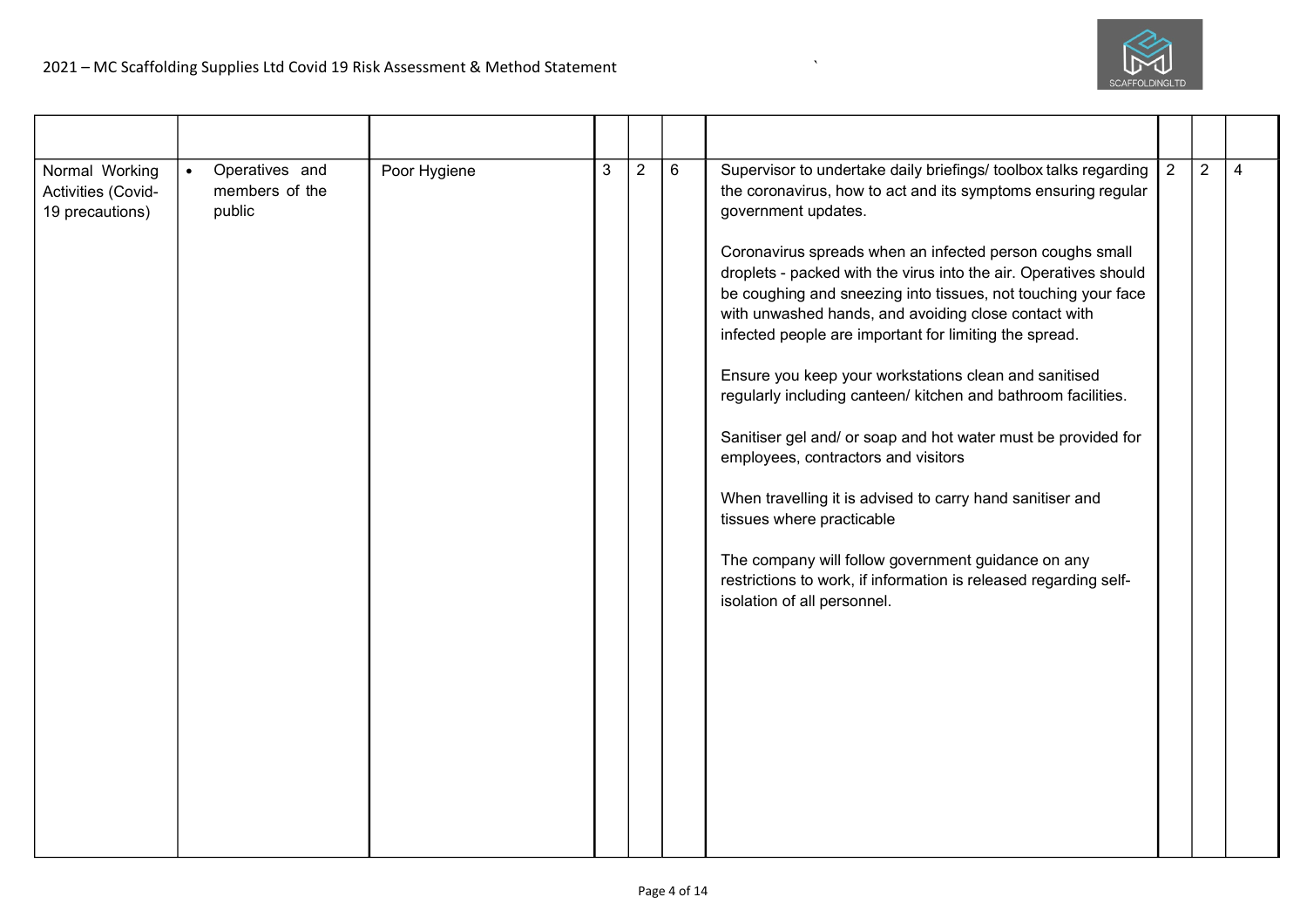| | | | | | | | | | |
|---|---|---|---|---|---|---|---|---|---|
| Normal Working Activities (Covid-19 precautions) | • Operatives and members of the public | Poor Hygiene | 3 | 2 | 6 | Supervisor to undertake daily briefings/ toolbox talks regarding the coronavirus, how to act and its symptoms ensuring regular government updates.<br><br>Coronavirus spreads when an infected person coughs small droplets - packed with the virus into the air. Operatives should be coughing and sneezing into tissues, not touching your face with unwashed hands, and avoiding close contact with infected people are important for limiting the spread.<br><br>Ensure you keep your workstations clean and sanitised regularly including canteen/ kitchen and bathroom facilities.<br><br>Sanitiser gel and/ or soap and hot water must be provided for employees, contractors and visitors<br><br>When travelling it is advised to carry hand sanitiser and tissues where practicable<br><br>The company will follow government guidance on any restrictions to work, if information is released regarding self-isolation of all personnel. | 2 | 2 | 4 |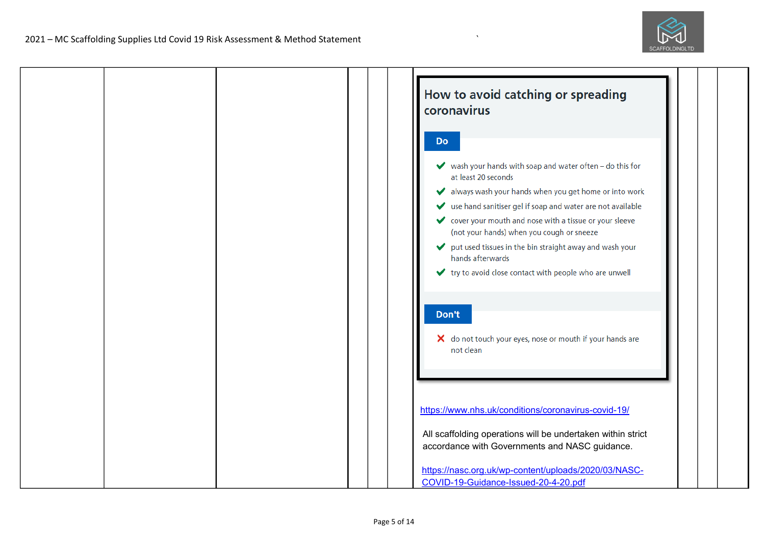| | | | | | | | | |
|---|---|---|---|---|---|---|---|---|
| | | | | | **How to avoid catching or spreading coronavirus**<br><br>**Do**<br>✔ wash your hands with soap and water often – do this for at least 20 seconds<br>✔ always wash your hands when you get home or into work<br>✔ use hand sanitiser gel if soap and water are not available<br>✔ cover your mouth and nose with a tissue or your sleeve (not your hands) when you cough or sneeze<br>✔ put used tissues in the bin straight away and wash your hands afterwards<br>✔ try to avoid close contact with people who are unwell<br><br>**Don't**<br>✘ do not touch your eyes, nose or mouth if your hands are not clean<br><br>https://www.nhs.uk/conditions/coronavirus-covid-19/<br><br>All scaffolding operations will be undertaken within strict accordance with Governments and NASC guidance.<br><br>https://nasc.org.uk/wp-content/uploads/2020/03/NASC-COVID-19-Guidance-Issued-20-4-20.pdf | | | |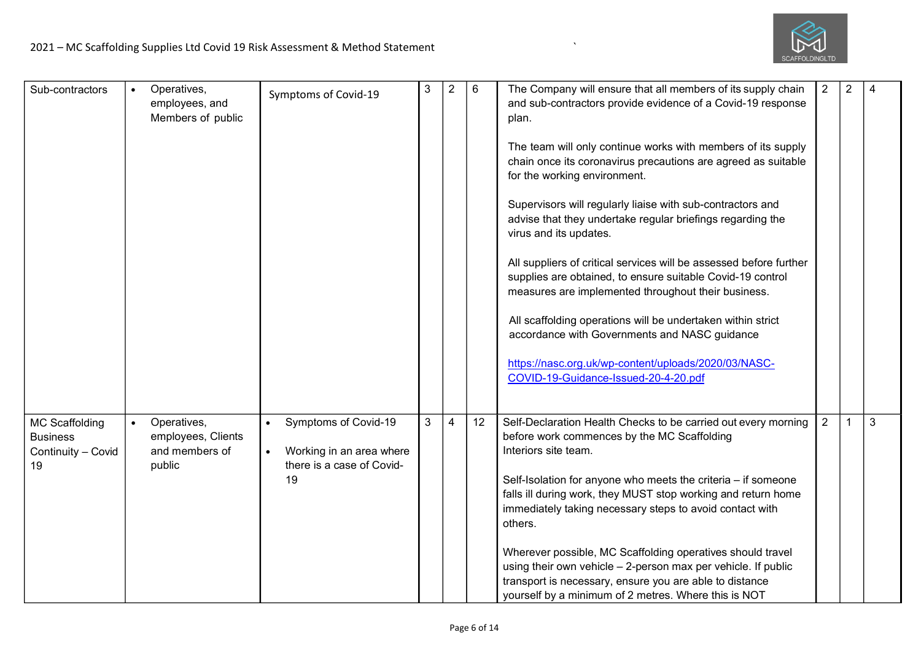| | | | | | | | | | |
|---|---|---|---|---|---|---|---|---|---|
| Sub-contractors | • Operatives, employees, and Members of public | Symptoms of Covid-19 | 3 | 2 | 6 | The Company will ensure that all members of its supply chain and sub-contractors provide evidence of a Covid-19 response plan.<br><br>The team will only continue works with members of its supply chain once its coronavirus precautions are agreed as suitable for the working environment.<br><br>Supervisors will regularly liaise with sub-contractors and advise that they undertake regular briefings regarding the virus and its updates.<br><br>All suppliers of critical services will be assessed before further supplies are obtained, to ensure suitable Covid-19 control measures are implemented throughout their business.<br><br>All scaffolding operations will be undertaken within strict accordance with Governments and NASC guidance<br><br>https://nasc.org.uk/wp-content/uploads/2020/03/NASC-COVID-19-Guidance-Issued-20-4-20.pdf | 2 | 2 | 4 |
| MC Scaffolding Business Continuity – Covid 19 | • Operatives, employees, Clients and members of public | • Symptoms of Covid-19<br>• Working in an area where there is a case of Covid-19 | 3 | 4 | 12 | Self-Declaration Health Checks to be carried out every morning before work commences by the MC Scaffolding Interiors site team.<br><br>Self-Isolation for anyone who meets the criteria – if someone falls ill during work, they MUST stop working and return home immediately taking necessary steps to avoid contact with others.<br><br>Wherever possible, MC Scaffolding operatives should travel using their own vehicle – 2-person max per vehicle. If public transport is necessary, ensure you are able to distance yourself by a minimum of 2 metres. Where this is NOT | 2 | 1 | 3 |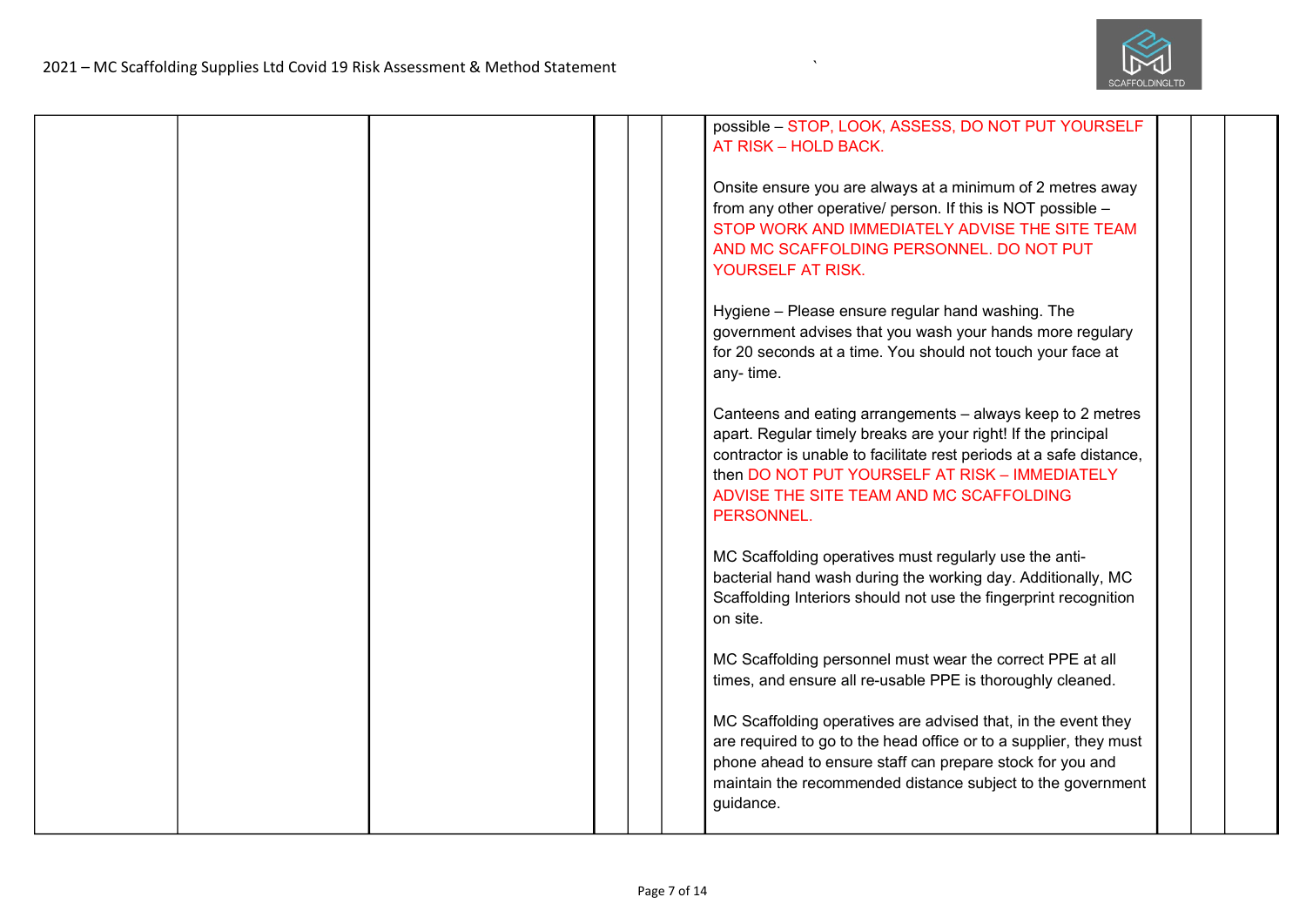| | | | | | | | | | |
|---|---|---|---|---|---|---|---|---|---|
| | | | | | | possible – STOP, LOOK, ASSESS, DO NOT PUT YOURSELF AT RISK – HOLD BACK.<br><br>Onsite ensure you are always at a minimum of 2 metres away from any other operative/ person. If this is NOT possible – STOP WORK AND IMMEDIATELY ADVISE THE SITE TEAM AND MC SCAFFOLDING PERSONNEL. DO NOT PUT YOURSELF AT RISK.<br><br>Hygiene – Please ensure regular hand washing. The government advises that you wash your hands more regulary for 20 seconds at a time. You should not touch your face at any- time.<br><br>Canteens and eating arrangements – always keep to 2 metres apart. Regular timely breaks are your right! If the principal contractor is unable to facilitate rest periods at a safe distance, then DO NOT PUT YOURSELF AT RISK – IMMEDIATELY ADVISE THE SITE TEAM AND MC SCAFFOLDING PERSONNEL.<br><br>MC Scaffolding operatives must regularly use the anti-bacterial hand wash during the working day. Additionally, MC Scaffolding Interiors should not use the fingerprint recognition on site.<br><br>MC Scaffolding personnel must wear the correct PPE at all times, and ensure all re-usable PPE is thoroughly cleaned.<br><br>MC Scaffolding operatives are advised that, in the event they are required to go to the head office or to a supplier, they must phone ahead to ensure staff can prepare stock for you and maintain the recommended distance subject to the government guidance. | | | |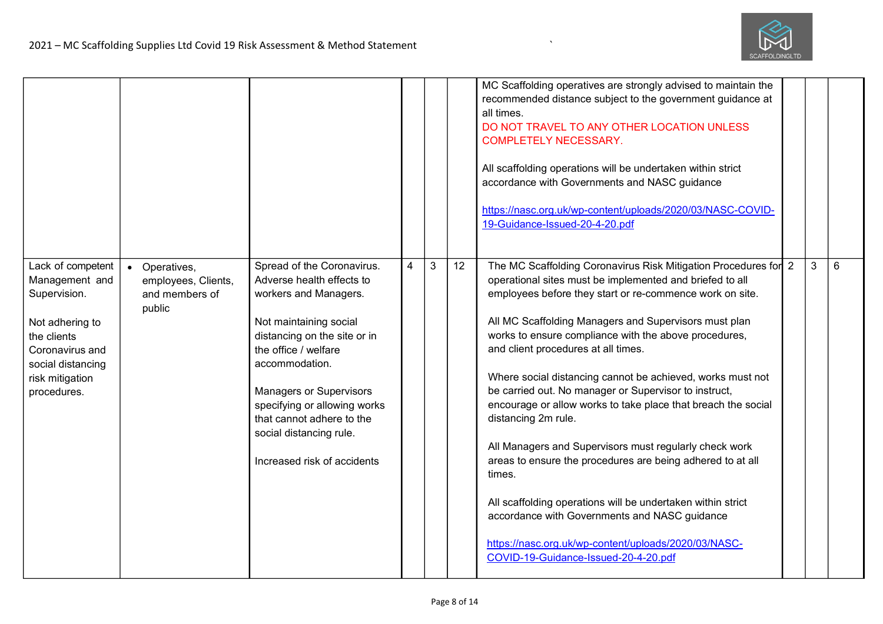| | | | | | | | | | |
|---|---|---|---|---|---|---|---|---|---|
| | | | | | | MC Scaffolding operatives are strongly advised to maintain the recommended distance subject to the government guidance at all times.<br>DO NOT TRAVEL TO ANY OTHER LOCATION UNLESS COMPLETELY NECESSARY.<br><br>All scaffolding operations will be undertaken within strict accordance with Governments and NASC guidance<br><br>https://nasc.org.uk/wp-content/uploads/2020/03/NASC-COVID-19-Guidance-Issued-20-4-20.pdf | | | |
| Lack of competent Management and Supervision.<br><br>Not adhering to the clients Coronavirus and social distancing risk mitigation procedures. | • Operatives, employees, Clients, and members of public | Spread of the Coronavirus. Adverse health effects to workers and Managers.<br><br>Not maintaining social distancing on the site or in the office / welfare accommodation.<br><br>Managers or Supervisors specifying or allowing works that cannot adhere to the social distancing rule.<br><br>Increased risk of accidents | 4 | 3 | 12 | The MC Scaffolding Coronavirus Risk Mitigation Procedures for operational sites must be implemented and briefed to all employees before they start or re-commence work on site.<br><br>All MC Scaffolding Managers and Supervisors must plan works to ensure compliance with the above procedures, and client procedures at all times.<br><br>Where social distancing cannot be achieved, works must not be carried out. No manager or Supervisor to instruct, encourage or allow works to take place that breach the social distancing 2m rule.<br><br>All Managers and Supervisors must regularly check work areas to ensure the procedures are being adhered to at all times.<br><br>All scaffolding operations will be undertaken within strict accordance with Governments and NASC guidance<br><br>https://nasc.org.uk/wp-content/uploads/2020/03/NASC-COVID-19-Guidance-Issued-20-4-20.pdf | 2 | 3 | 6 |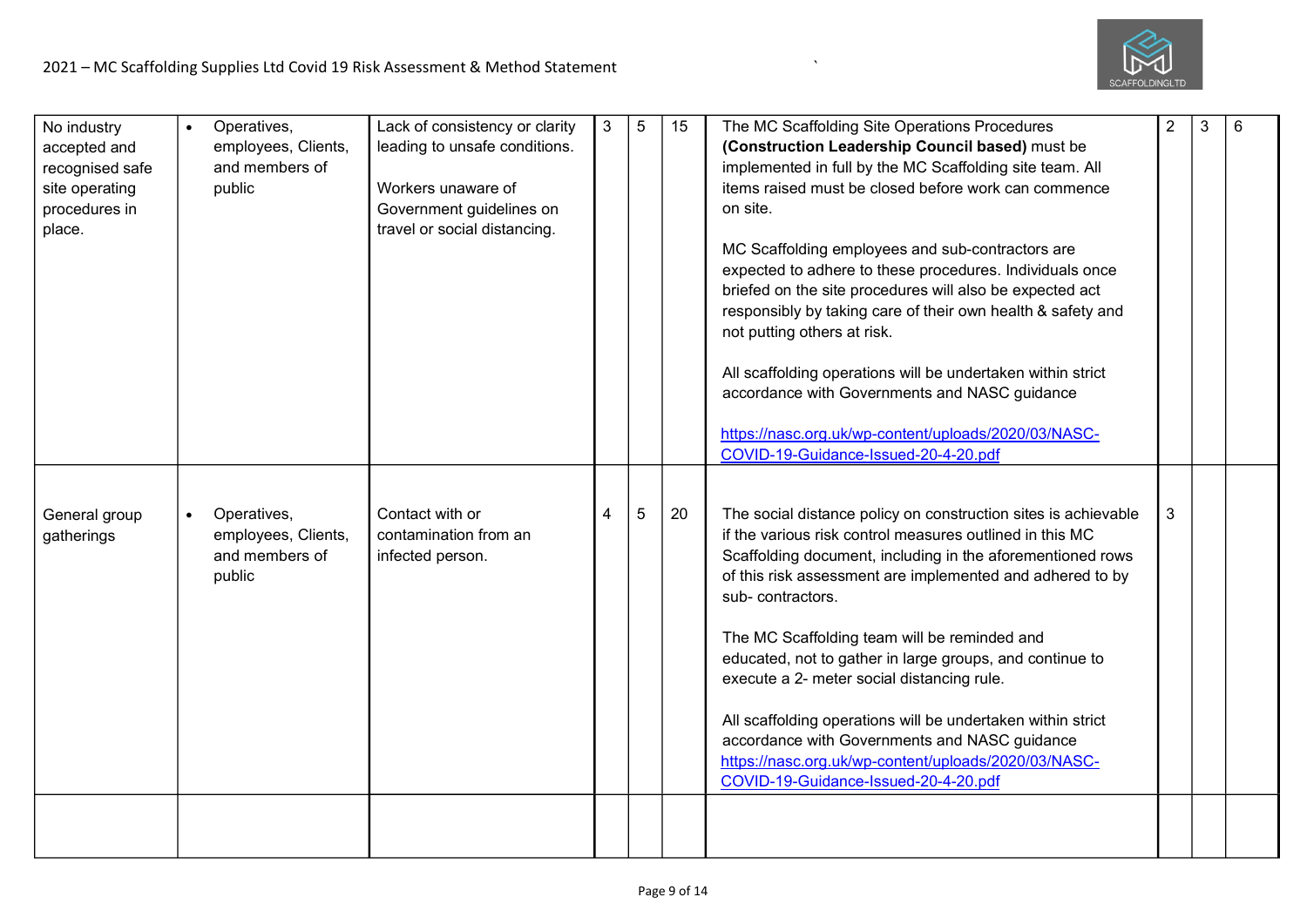| | | | | | | | | | |
|---|---|---|---|---|---|---|---|---|---|
| No industry accepted and recognised safe site operating procedures in place. | • Operatives, employees, Clients, and members of public | Lack of consistency or clarity leading to unsafe conditions.<br><br>Workers unaware of Government guidelines on travel or social distancing. | 3 | 5 | 15 | The MC Scaffolding Site Operations Procedures **(Construction Leadership Council based)** must be implemented in full by the MC Scaffolding site team. All items raised must be closed before work can commence on site.<br><br>MC Scaffolding employees and sub-contractors are expected to adhere to these procedures. Individuals once briefed on the site procedures will also be expected act responsibly by taking care of their own health & safety and not putting others at risk.<br><br>All scaffolding operations will be undertaken within strict accordance with Governments and NASC guidance<br><br>[https://nasc.org.uk/wp-content/uploads/2020/03/NASC-COVID-19-Guidance-Issued-20-4-20.pdf](https://nasc.org.uk/wp-content/uploads/2020/03/NASC-COVID-19-Guidance-Issued-20-4-20.pdf) | 2 | 3 | 6 |
| General group gatherings | • Operatives, employees, Clients, and members of public | Contact with or contamination from an infected person. | 4 | 5 | 20 | The social distance policy on construction sites is achievable if the various risk control measures outlined in this MC Scaffolding document, including in the aforementioned rows of this risk assessment are implemented and adhered to by sub- contractors.<br><br>The MC Scaffolding team will be reminded and educated, not to gather in large groups, and continue to execute a 2- meter social distancing rule.<br><br>All scaffolding operations will be undertaken within strict accordance with Governments and NASC guidance<br>[https://nasc.org.uk/wp-content/uploads/2020/03/NASC-COVID-19-Guidance-Issued-20-4-20.pdf](https://nasc.org.uk/wp-content/uploads/2020/03/NASC-COVID-19-Guidance-Issued-20-4-20.pdf) | 3 | | |
| | | | | | | | | | |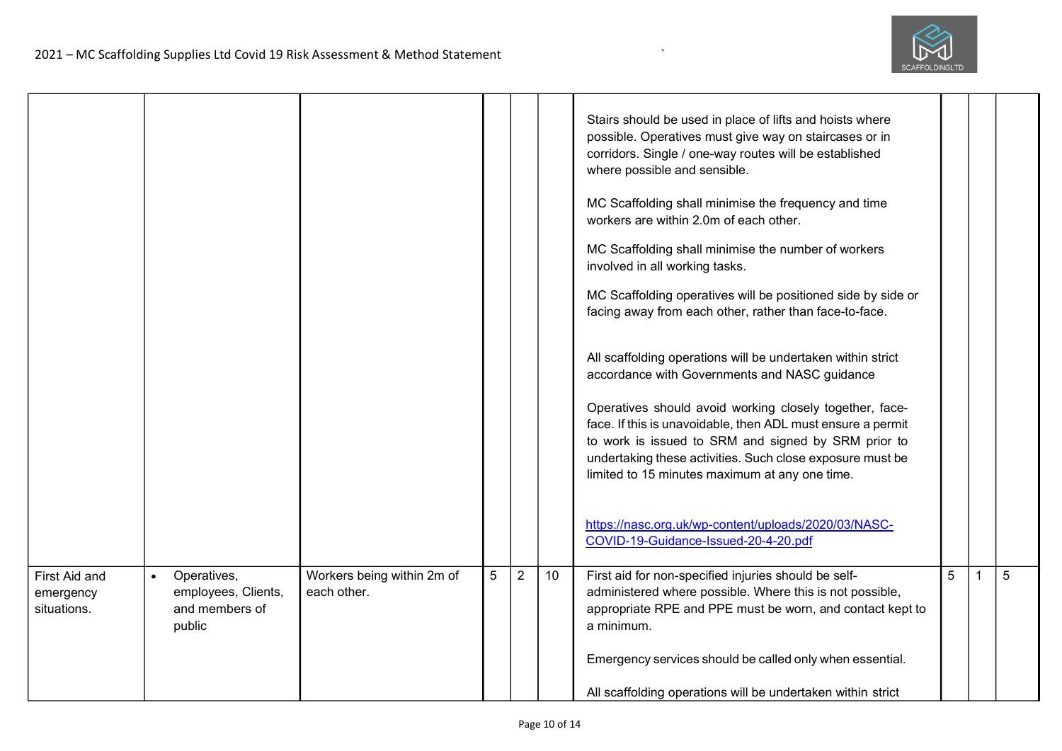| | | | | | | | | | |
|---|---|---|---|---|---|---|---|---|---|
| | | | | | | Stairs should be used in place of lifts and hoists where possible. Operatives must give way on staircases or in corridors. Single / one-way routes will be established where possible and sensible.<br><br>MC Scaffolding shall minimise the frequency and time workers are within 2.0m of each other.<br><br>MC Scaffolding shall minimise the number of workers involved in all working tasks.<br><br>MC Scaffolding operatives will be positioned side by side or facing away from each other, rather than face-to-face.<br><br>All scaffolding operations will be undertaken within strict accordance with Governments and NASC guidance<br><br>Operatives should avoid working closely together, face-face. If this is unavoidable, then ADL must ensure a permit to work is issued to SRM and signed by SRM prior to undertaking these activities. Such close exposure must be limited to 15 minutes maximum at any one time.<br><br>https://nasc.org.uk/wp-content/uploads/2020/03/NASC-COVID-19-Guidance-Issued-20-4-20.pdf | | | |
| First Aid and emergency situations. | • Operatives, employees, Clients, and members of public | Workers being within 2m of each other. | 5 | 2 | 10 | First aid for non-specified injuries should be self-administered where possible. Where this is not possible, appropriate RPE and PPE must be worn, and contact kept to a minimum.<br><br>Emergency services should be called only when essential.<br><br>All scaffolding operations will be undertaken within strict | 5 | 1 | 5 |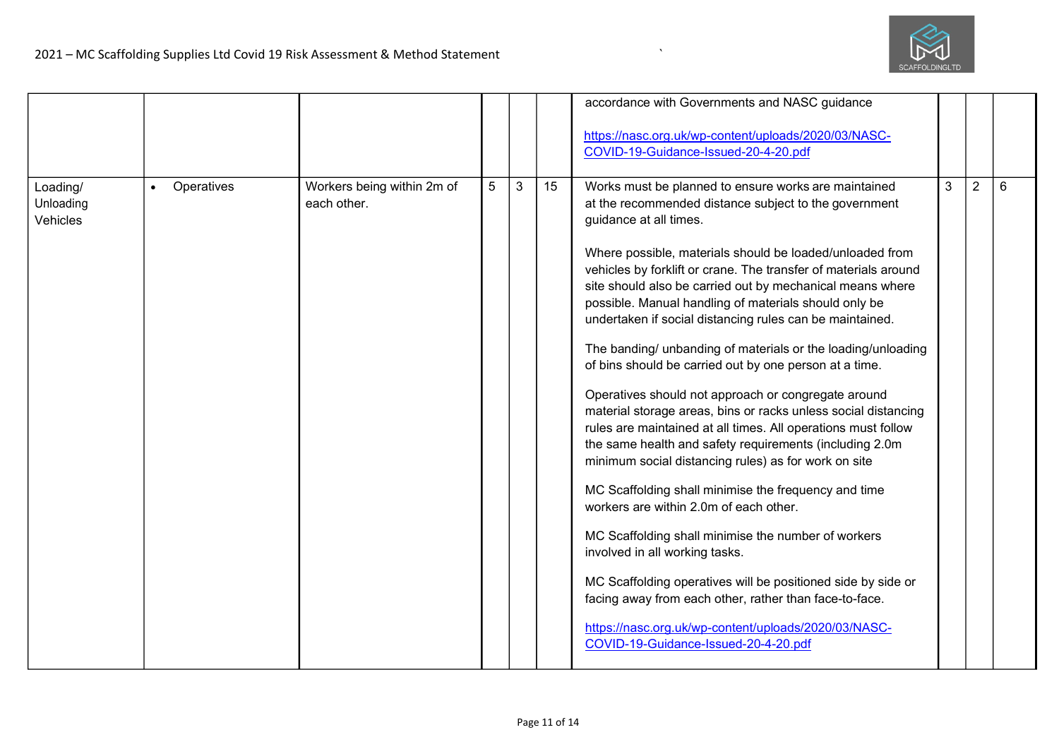| | | | | | | | | | |
|---|---|---|---|---|---|---|---|---|---|
| | | | | | | accordance with Governments and NASC guidance<br><br>https://nasc.org.uk/wp-content/uploads/2020/03/NASC-COVID-19-Guidance-Issued-20-4-20.pdf | | | |
| Loading/ Unloading Vehicles | • Operatives | Workers being within 2m of each other. | 5 | 3 | 15 | Works must be planned to ensure works are maintained at the recommended distance subject to the government guidance at all times.<br><br>Where possible, materials should be loaded/unloaded from vehicles by forklift or crane. The transfer of materials around site should also be carried out by mechanical means where possible. Manual handling of materials should only be undertaken if social distancing rules can be maintained.<br><br>The banding/ unbanding of materials or the loading/unloading of bins should be carried out by one person at a time.<br><br>Operatives should not approach or congregate around material storage areas, bins or racks unless social distancing rules are maintained at all times. All operations must follow the same health and safety requirements (including 2.0m minimum social distancing rules) as for work on site<br><br>MC Scaffolding shall minimise the frequency and time workers are within 2.0m of each other.<br><br>MC Scaffolding shall minimise the number of workers involved in all working tasks.<br><br>MC Scaffolding operatives will be positioned side by side or facing away from each other, rather than face-to-face.<br><br>https://nasc.org.uk/wp-content/uploads/2020/03/NASC-COVID-19-Guidance-Issued-20-4-20.pdf | 3 | 2 | 6 |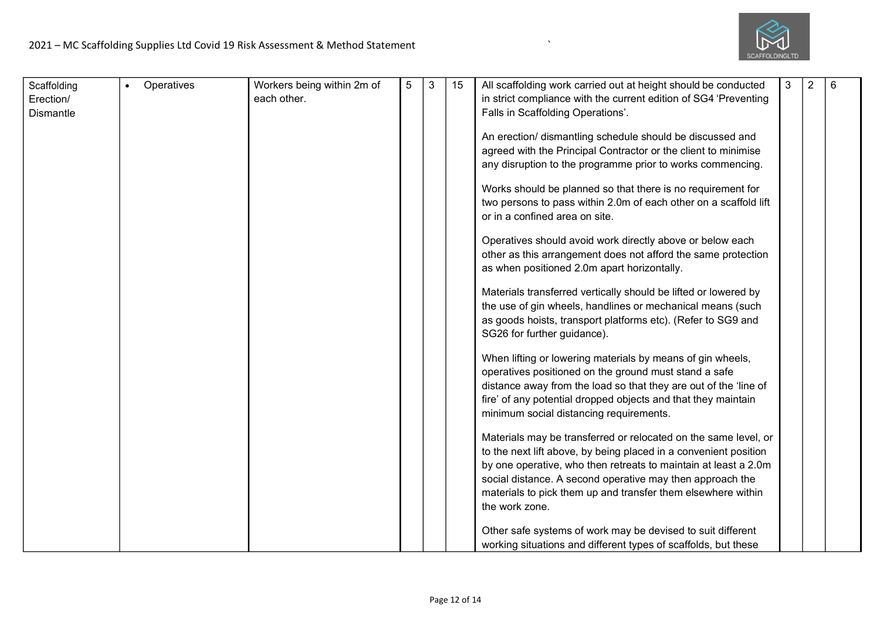| Scaffolding Erection/ Dismantle | • Operatives | Workers being within 2m of each other. | 5 | 3 | 15 | All scaffolding work carried out at height should be conducted in strict compliance with the current edition of SG4 'Preventing Falls in Scaffolding Operations'.<br><br>An erection/ dismantling schedule should be discussed and agreed with the Principal Contractor or the client to minimise any disruption to the programme prior to works commencing.<br><br>Works should be planned so that there is no requirement for two persons to pass within 2.0m of each other on a scaffold lift or in a confined area on site.<br><br>Operatives should avoid work directly above or below each other as this arrangement does not afford the same protection as when positioned 2.0m apart horizontally.<br><br>Materials transferred vertically should be lifted or lowered by the use of gin wheels, handlines or mechanical means (such as goods hoists, transport platforms etc). (Refer to SG9 and SG26 for further guidance).<br><br>When lifting or lowering materials by means of gin wheels, operatives positioned on the ground must stand a safe distance away from the load so that they are out of the 'line of fire' of any potential dropped objects and that they maintain minimum social distancing requirements.<br><br>Materials may be transferred or relocated on the same level, or to the next lift above, by being placed in a convenient position by one operative, who then retreats to maintain at least a 2.0m social distance. A second operative may then approach the materials to pick them up and transfer them elsewhere within the work zone.<br><br>Other safe systems of work may be devised to suit different working situations and different types of scaffolds, but these | 3 | 2 | 6 |
|---|---|---|---|---|---|---|---|---|---|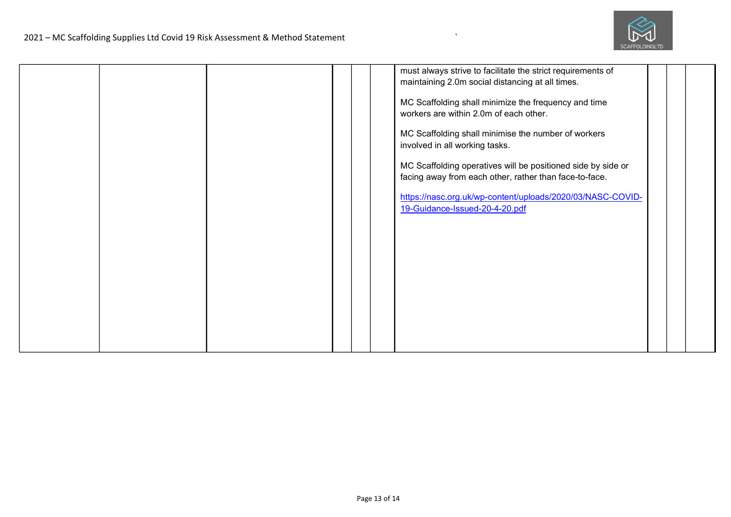|  |  |  |  |  |  | must always strive to facilitate the strict requirements of maintaining 2.0m social distancing at all times.<br><br>MC Scaffolding shall minimize the frequency and time workers are within 2.0m of each other.<br><br>MC Scaffolding shall minimise the number of workers involved in all working tasks.<br><br>MC Scaffolding operatives will be positioned side by side or facing away from each other, rather than face-to-face.<br><br>https://nasc.org.uk/wp-content/uploads/2020/03/NASC-COVID-19-Guidance-Issued-20-4-20.pdf |  |  |  |
|---|---|---|---|---|---|---|---|---|---|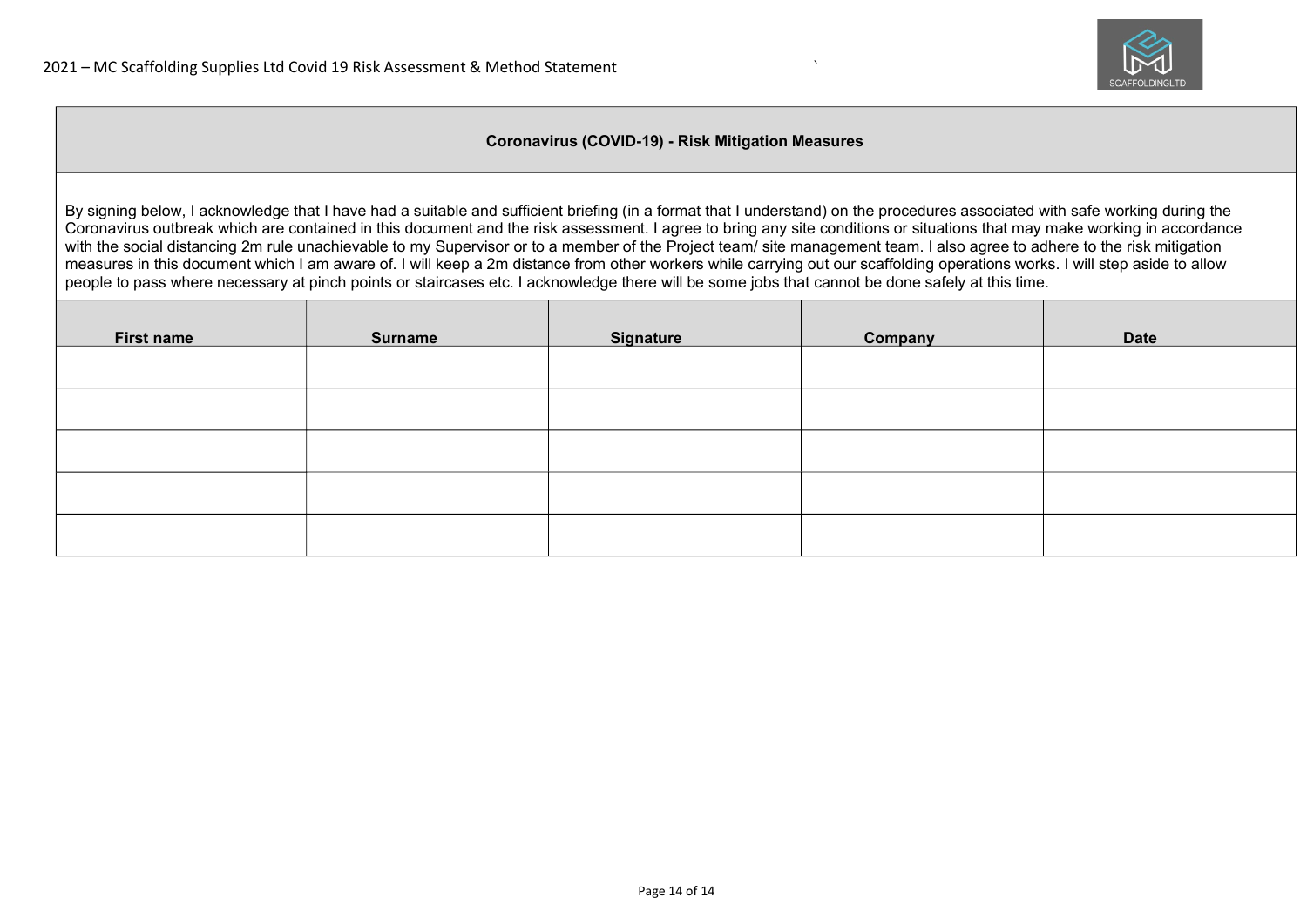## Coronavirus (COVID-19) - Risk Mitigation Measures

By signing below, I acknowledge that I have had a suitable and sufficient briefing (in a format that I understand) on the procedures associated with safe working during the Coronavirus outbreak which are contained in this document and the risk assessment. I agree to bring any site conditions or situations that may make working in accordance with the social distancing 2m rule unachievable to my Supervisor or to a member of the Project team/ site management team. I also agree to adhere to the risk mitigation measures in this document which I am aware of. I will keep a 2m distance from other workers while carrying out our scaffolding operations works. I will step aside to allow people to pass where necessary at pinch points or staircases etc. I acknowledge there will be some jobs that cannot be done safely at this time.

| First name | Surname | Signature | Company | Date |
|---|---|---|---|---|
| | | | | |
| | | | | |
| | | | | |
| | | | | |
| | | | | |